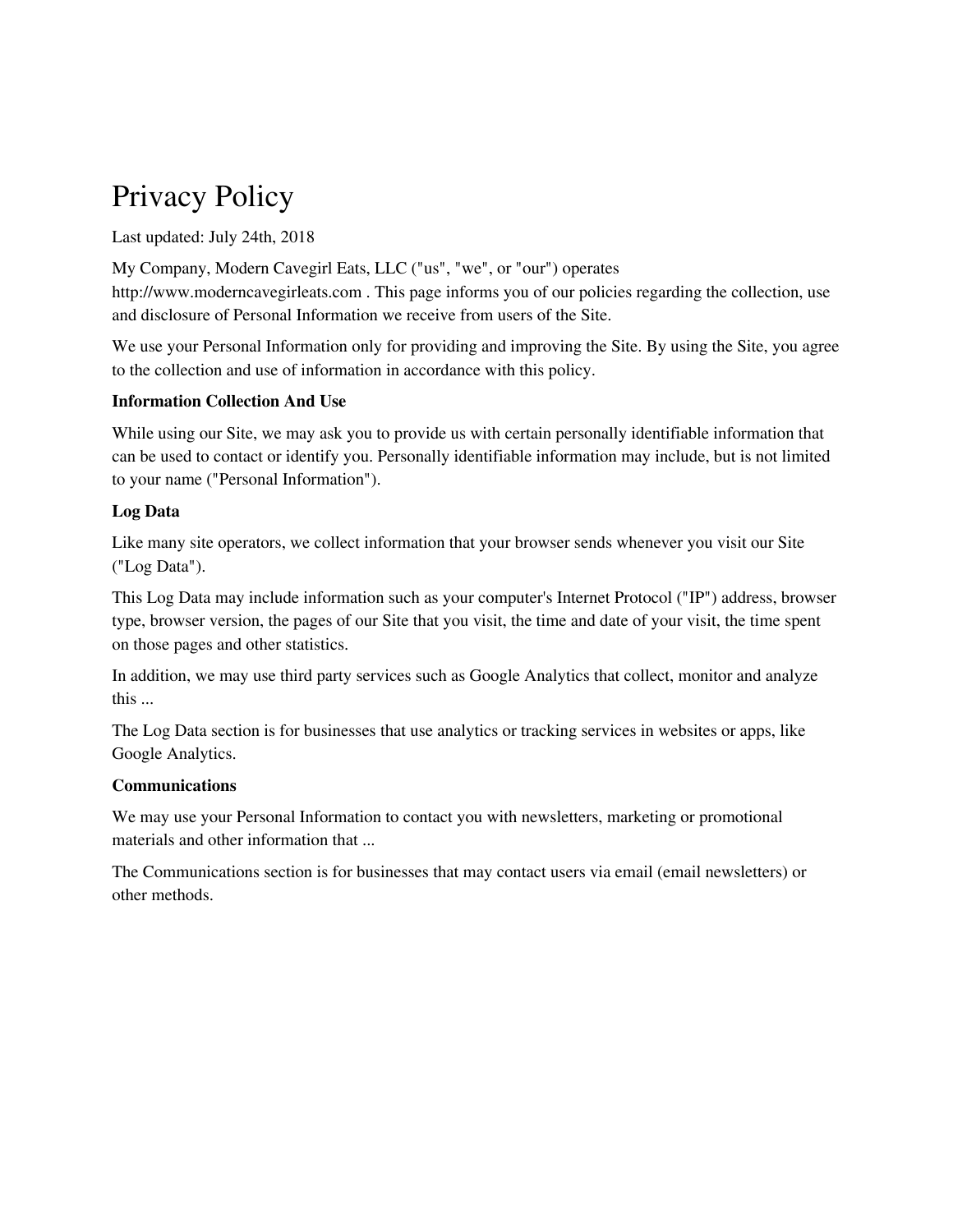# Privacy Policy

Last updated: July 24th, 2018

My Company, Modern Cavegirl Eats, LLC ("us", "we", or "our") operates http://www.moderncavegirleats.com . This page informs you of our policies regarding the collection, use and disclosure of Personal Information we receive from users of the Site.

We use your Personal Information only for providing and improving the Site. By using the Site, you agree to the collection and use of information in accordance with this policy.

**Information Collection And Use**

While using our Site, we may ask you to provide us with certain personally identifiable information that can be used to contact or identify you. Personally identifiable information may include, but is not limited to your name ("Personal Information").

**Log Data**

Like many site operators, we collect information that your browser sends whenever you visit our Site ("Log Data").

This Log Data may include information such as your computer's Internet Protocol ("IP") address, browser type, browser version, the pages of our Site that you visit, the time and date of your visit, the time spent on those pages and other statistics.

In addition, we may use third party services such as Google Analytics that collect, monitor and analyze this ...

The Log Data section is for businesses that use analytics or tracking services in websites or apps, like Google Analytics.

**Communications**

We may use your Personal Information to contact you with newsletters, marketing or promotional materials and other information that ...

The Communications section is for businesses that may contact users via email (email newsletters) or other methods.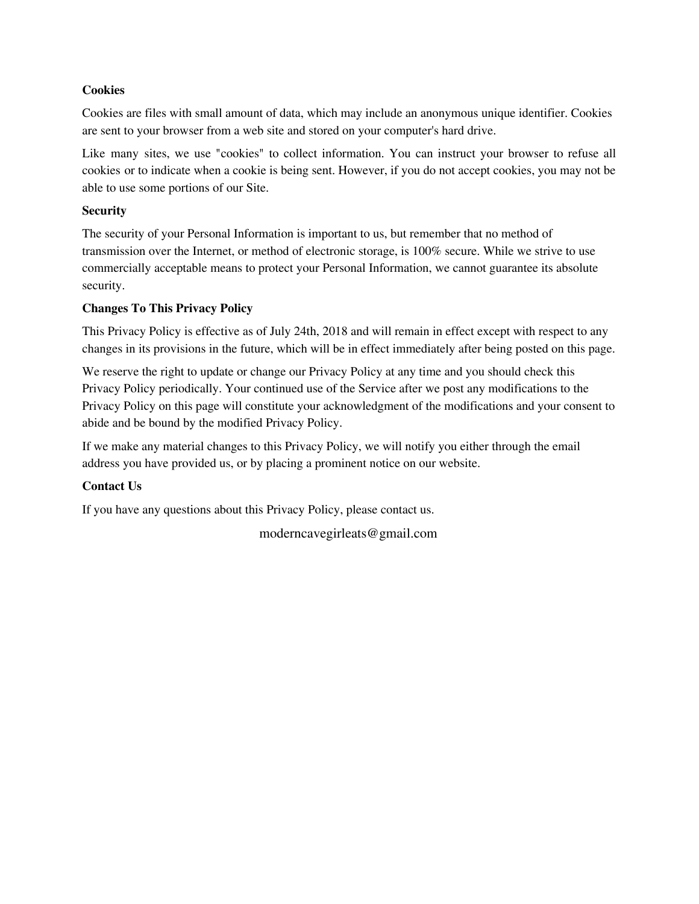**Cookies**

Cookies are files with small amount of data, which may include an anonymous unique identifier. Cookies are sent to your browser from a web site and stored on your computer's hard drive.

Like many sites, we use "cookies" to collect information. You can instruct your browser to refuse all cookies or to indicate when a cookie is being sent. However, if you do not accept cookies, you may not be able to use some portions of our Site.

**Security**

The security of your Personal Information is important to us, but remember that no method of transmission over the Internet, or method of electronic storage, is 100% secure. While we strive to use commercially acceptable means to protect your Personal Information, we cannot guarantee its absolute security.

**Changes To This Privacy Policy**

This Privacy Policy is effective as of July 24th, 2018 and will remain in effect except with respect to any changes in its provisions in the future, which will be in effect immediately after being posted on this page.

We reserve the right to update or change our Privacy Policy at any time and you should check this Privacy Policy periodically. Your continued use of the Service after we post any modifications to the Privacy Policy on this page will constitute your acknowledgment of the modifications and your consent to abide and be bound by the modified Privacy Policy.

If we make any material changes to this Privacy Policy, we will notify you either through the email address you have provided us, or by placing a prominent notice on our website.

**Contact Us**

If you have any questions about this Privacy Policy, please contact us.

moderncavegirleats@gmail.com